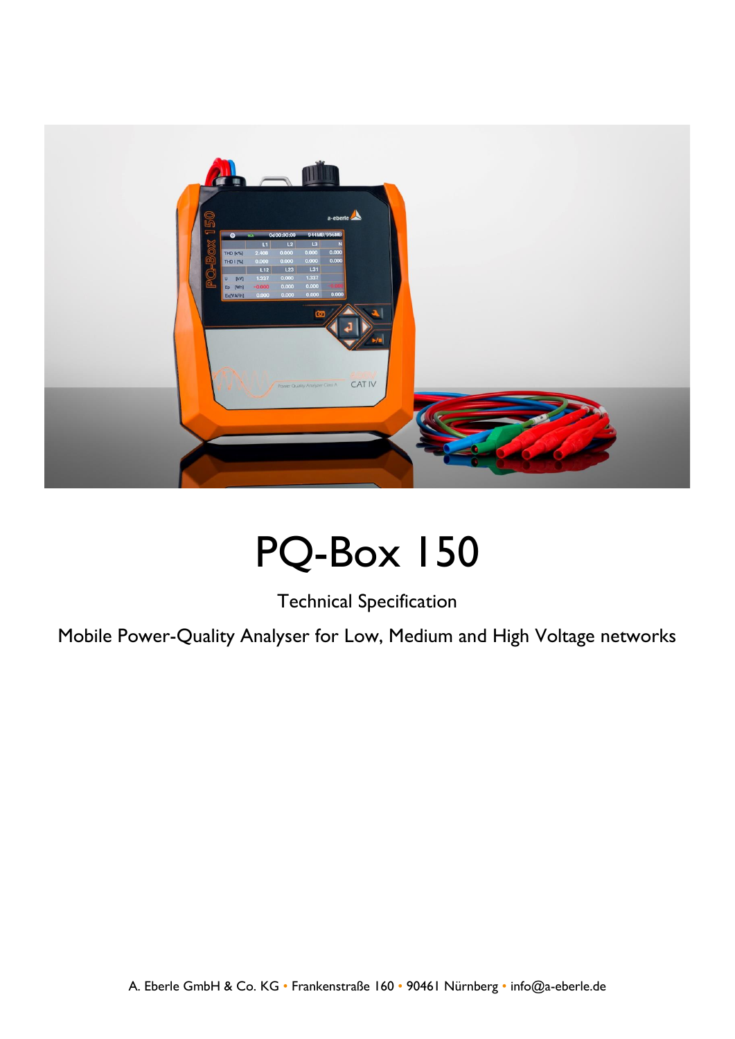# PQ-Box 150

Technical Specification

Mobile Power-Quality Analyser for Low, Medium and High Voltage networks

A. Eberle GmbH & Co. KG • Frankenstraße 160 • 90461 Nürnberg • info@a-eberle.de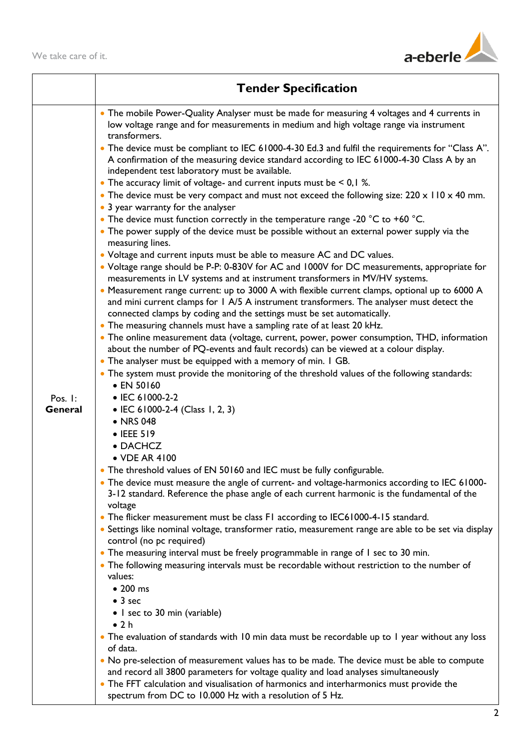| | **Tender Specification** |
|---|---|
| Pos. 1: **General** | • The mobile Power-Quality Analyser must be made for measuring 4 voltages and 4 currents in low voltage range and for measurements in medium and high voltage range via instrument transformers.<br>• The device must be compliant to IEC 61000-4-30 Ed.3 and fulfil the requirements for "Class A". A confirmation of the measuring device standard according to IEC 61000-4-30 Class A by an independent test laboratory must be available.<br>• The accuracy limit of voltage- and current inputs must be < 0,1 %.<br>• The device must be very compact and must not exceed the following size: 220 x 110 x 40 mm.<br>• 3 year warranty for the analyser<br>• The device must function correctly in the temperature range -20 °C to +60 °C.<br>• The power supply of the device must be possible without an external power supply via the measuring lines.<br>• Voltage and current inputs must be able to measure AC and DC values.<br>• Voltage range should be P-P: 0-830V for AC and 1000V for DC measurements, appropriate for measurements in LV systems and at instrument transformers in MV/HV systems.<br>• Measurement range current: up to 3000 A with flexible current clamps, optional up to 6000 A and mini current clamps for 1 A/5 A instrument transformers. The analyser must detect the connected clamps by coding and the settings must be set automatically.<br>• The measuring channels must have a sampling rate of at least 20 kHz.<br>• The online measurement data (voltage, current, power, power consumption, THD, information about the number of PQ-events and fault records) can be viewed at a colour display.<br>• The analyser must be equipped with a memory of min. 1 GB.<br>• The system must provide the monitoring of the threshold values of the following standards:<br>&nbsp;&nbsp;• EN 50160<br>&nbsp;&nbsp;• IEC 61000-2-2<br>&nbsp;&nbsp;• IEC 61000-2-4 (Class 1, 2, 3)<br>&nbsp;&nbsp;• NRS 048<br>&nbsp;&nbsp;• IEEE 519<br>&nbsp;&nbsp;• DACHCZ<br>&nbsp;&nbsp;• VDE AR 4100<br>• The threshold values of EN 50160 and IEC must be fully configurable.<br>• The device must measure the angle of current- and voltage-harmonics according to IEC 61000-3-12 standard. Reference the phase angle of each current harmonic is the fundamental of the voltage<br>• The flicker measurement must be class F1 according to IEC61000-4-15 standard.<br>• Settings like nominal voltage, transformer ratio, measurement range are able to be set via display control (no pc required)<br>• The measuring interval must be freely programmable in range of 1 sec to 30 min.<br>• The following measuring intervals must be recordable without restriction to the number of values:<br>&nbsp;&nbsp;• 200 ms<br>&nbsp;&nbsp;• 3 sec<br>&nbsp;&nbsp;• 1 sec to 30 min (variable)<br>&nbsp;&nbsp;• 2 h<br>• The evaluation of standards with 10 min data must be recordable up to 1 year without any loss of data.<br>• No pre-selection of measurement values has to be made. The device must be able to compute and record all 3800 parameters for voltage quality and load analyses simultaneously<br>• The FFT calculation and visualisation of harmonics and interharmonics must provide the spectrum from DC to 10.000 Hz with a resolution of 5 Hz. |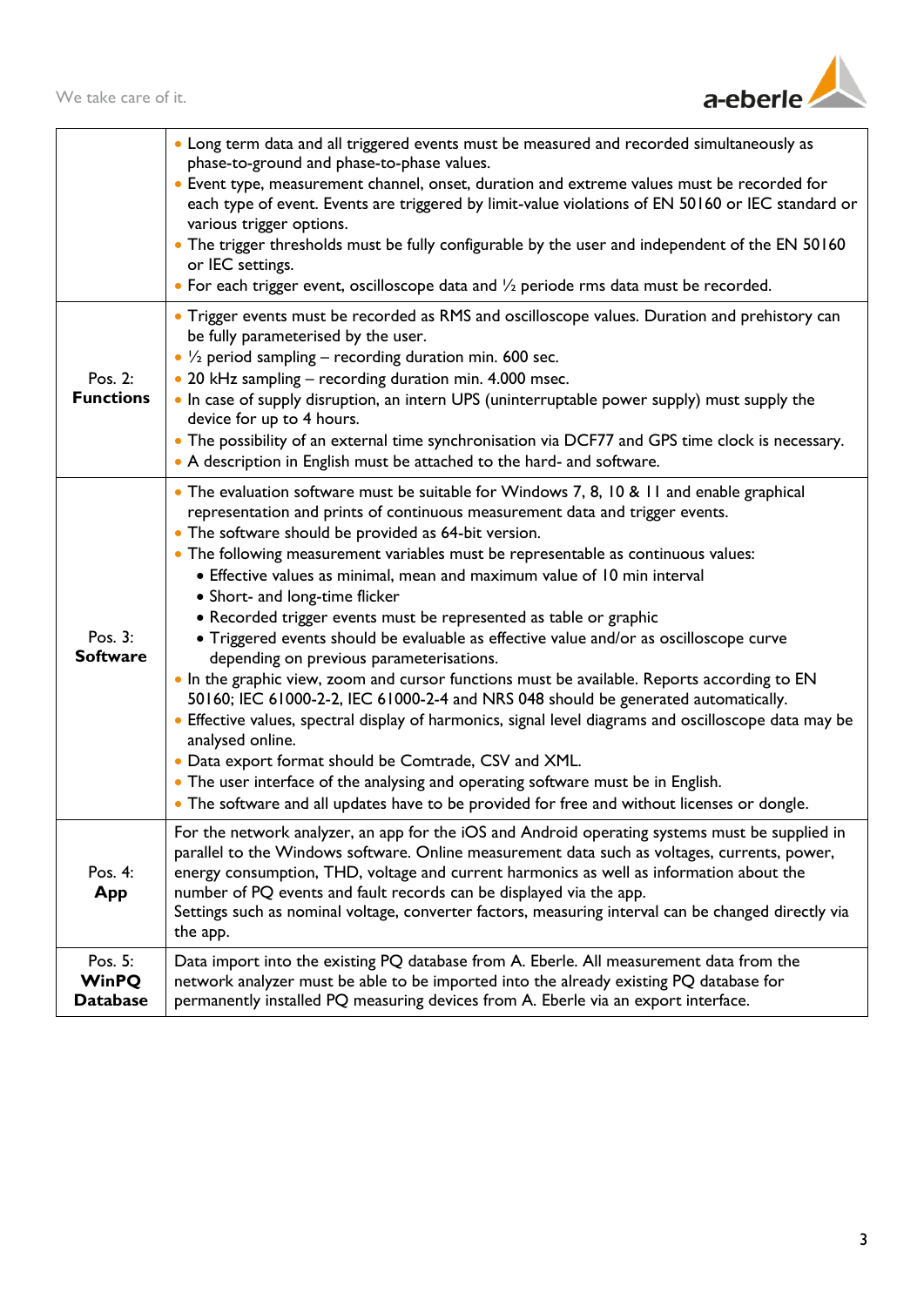| | |
|---|---|
| | • Long term data and all triggered events must be measured and recorded simultaneously as phase-to-ground and phase-to-phase values.<br>• Event type, measurement channel, onset, duration and extreme values must be recorded for each type of event. Events are triggered by limit-value violations of EN 50160 or IEC standard or various trigger options.<br>• The trigger thresholds must be fully configurable by the user and independent of the EN 50160 or IEC settings.<br>• For each trigger event, oscilloscope data and ½ periode rms data must be recorded. |
| Pos. 2: **Functions** | • Trigger events must be recorded as RMS and oscilloscope values. Duration and prehistory can be fully parameterised by the user.<br>• ½ period sampling – recording duration min. 600 sec.<br>• 20 kHz sampling – recording duration min. 4.000 msec.<br>• In case of supply disruption, an intern UPS (uninterruptable power supply) must supply the device for up to 4 hours.<br>• The possibility of an external time synchronisation via DCF77 and GPS time clock is necessary.<br>• A description in English must be attached to the hard- and software. |
| Pos. 3: **Software** | • The evaluation software must be suitable for Windows 7, 8, 10 & 11 and enable graphical representation and prints of continuous measurement data and trigger events.<br>• The software should be provided as 64-bit version.<br>• The following measurement variables must be representable as continuous values:<br>&nbsp;&nbsp;• Effective values as minimal, mean and maximum value of 10 min interval<br>&nbsp;&nbsp;• Short- and long-time flicker<br>&nbsp;&nbsp;• Recorded trigger events must be represented as table or graphic<br>&nbsp;&nbsp;• Triggered events should be evaluable as effective value and/or as oscilloscope curve depending on previous parameterisations.<br>• In the graphic view, zoom and cursor functions must be available. Reports according to EN 50160; IEC 61000-2-2, IEC 61000-2-4 and NRS 048 should be generated automatically.<br>• Effective values, spectral display of harmonics, signal level diagrams and oscilloscope data may be analysed online.<br>• Data export format should be Comtrade, CSV and XML.<br>• The user interface of the analysing and operating software must be in English.<br>• The software and all updates have to be provided for free and without licenses or dongle. |
| Pos. 4: **App** | For the network analyzer, an app for the iOS and Android operating systems must be supplied in parallel to the Windows software. Online measurement data such as voltages, currents, power, energy consumption, THD, voltage and current harmonics as well as information about the number of PQ events and fault records can be displayed via the app.<br>Settings such as nominal voltage, converter factors, measuring interval can be changed directly via the app. |
| Pos. 5: **WinPQ Database** | Data import into the existing PQ database from A. Eberle. All measurement data from the network analyzer must be able to be imported into the already existing PQ database for permanently installed PQ measuring devices from A. Eberle via an export interface. |